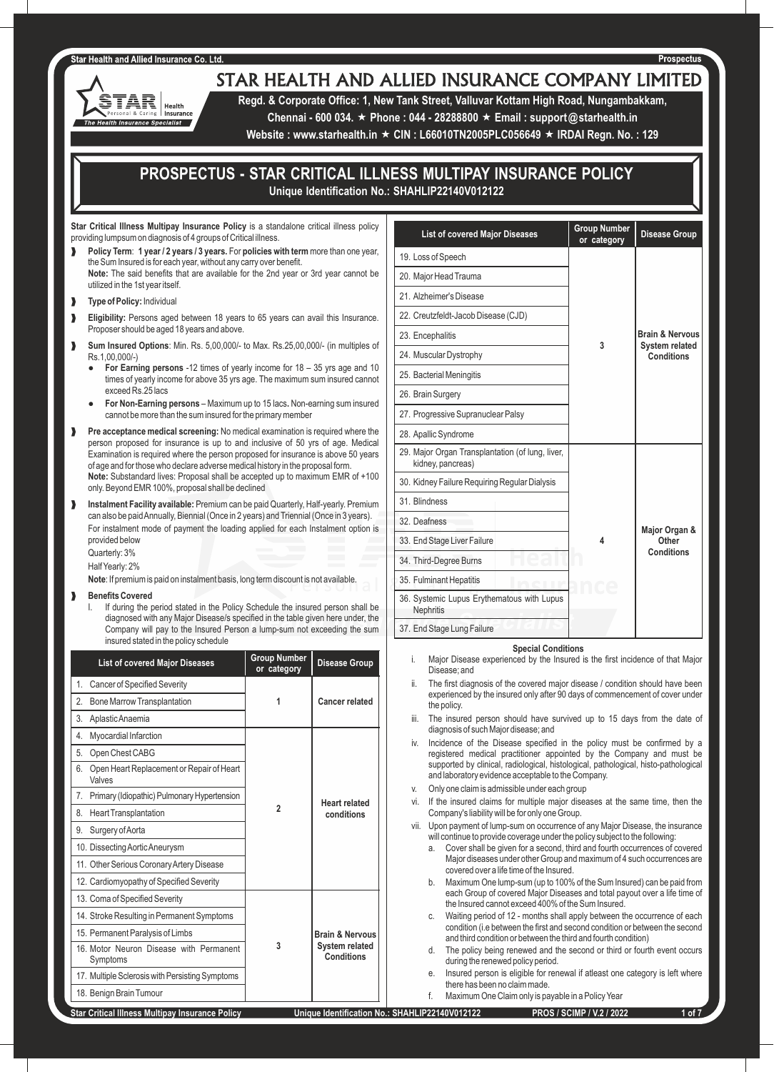# STAR HEALTH AND ALLIED INSURANCE COMPANY LIMITED

**Regd. & Corporate Office: 1, New Tank Street, Valluvar Kottam High Road, Nungambakkam, Chennai - 600 034. ★ Phone : 044 - 28288800 ★ Email : support@starhealth.in**

**Website : www.starhealth.in ★ CIN : L66010TN2005PLC056649 ★ IRDAI Regn. No. : 129**

## PROSPECTUS - STAR CRITICAL ILLNESS MULTIPAY INSURANCE POLICY

**Unique Identification No.: SHAHLIP22140V012122**

**Star Critical Illness Multipay Insurance Policy** is a standalone critical illness policy providing lumpsum on diagnosis of 4 groups of Critical illness.

- **Policy Term**: **1 year / 2 years / 3 years.** For **policies with term** more than one year, the Sum Insured is for each year, without any carry over benefit.
  **Note:** The said benefits that are available for the 2nd year or 3rd year cannot be utilized in the 1st year itself.
- **Type of Policy:** Individual
- **Eligibility:** Persons aged between 18 years to 65 years can avail this Insurance. Proposer should be aged 18 years and above.
- **Sum Insured Options**: Min. Rs. 5,00,000/- to Max. Rs.25,00,000/- (in multiples of Rs.1,00,000/-)
  - **For Earning persons** -12 times of yearly income for 18 – 35 yrs age and 10 times of yearly income for above 35 yrs age. The maximum sum insured cannot exceed Rs.25 lacs
  - **For Non-Earning persons** – Maximum up to 15 lacs**.** Non-earning sum insured cannot be more than the sum insured for the primary member
- **Pre acceptance medical screening:** No medical examination is required where the person proposed for insurance is up to and inclusive of 50 yrs of age. Medical Examination is required where the person proposed for insurance is above 50 years of age and for those who declare adverse medical history in the proposal form.
  **Note:** Substandard lives: Proposal shall be accepted up to maximum EMR of +100 only. Beyond EMR 100%, proposal shall be declined
- **Instalment Facility available:** Premium can be paid Quarterly, Half-yearly. Premium can also be paid Annually, Biennial (Once in 2 years) and Triennial (Once in 3 years).
  For instalment mode of payment the loading applied for each Instalment option is provided below
  Quarterly: 3%
  Half Yearly: 2%
  **Note**: If premium is paid on instalment basis, long term discount is not available.
- **Benefits Covered**
  I. If during the period stated in the Policy Schedule the insured person shall be diagnosed with any Major Disease/s specified in the table given here under, the Company will pay to the Insured Person a lump-sum not exceeding the sum insured stated in the policy schedule

| List of covered Major Diseases | Group Number or category | Disease Group |
|---|---|---|
| 1. Cancer of Specified Severity | 1 | Cancer related |
| 2. Bone Marrow Transplantation | | |
| 3. Aplastic Anaemia | | |
| 4. Myocardial Infarction | 2 | Heart related conditions |
| 5. Open Chest CABG | | |
| 6. Open Heart Replacement or Repair of Heart Valves | | |
| 7. Primary (Idiopathic) Pulmonary Hypertension | | |
| 8. Heart Transplantation | | |
| 9. Surgery of Aorta | | |
| 10. Dissecting Aortic Aneurysm | | |
| 11. Other Serious Coronary Artery Disease | | |
| 12. Cardiomyopathy of Specified Severity | | |
| 13. Coma of Specified Severity | 3 | Brain & Nervous System related Conditions |
| 14. Stroke Resulting in Permanent Symptoms | | |
| 15. Permanent Paralysis of Limbs | | |
| 16. Motor Neuron Disease with Permanent Symptoms | | |
| 17. Multiple Sclerosis with Persisting Symptoms | | |
| 18. Benign Brain Tumour | | |
| 19. Loss of Speech | | |
| 20. Major Head Trauma | | |
| 21. Alzheimer's Disease | | |
| 22. Creutzfeldt-Jacob Disease (CJD) | | |
| 23. Encephalitis | | |
| 24. Muscular Dystrophy | | |
| 25. Bacterial Meningitis | | |
| 26. Brain Surgery | | |
| 27. Progressive Supranuclear Palsy | | |
| 28. Apallic Syndrome | | |
| 29. Major Organ Transplantation (of lung, liver, kidney, pancreas) | 4 | Major Organ & Other Conditions |
| 30. Kidney Failure Requiring Regular Dialysis | | |
| 31. Blindness | | |
| 32. Deafness | | |
| 33. End Stage Liver Failure | | |
| 34. Third-Degree Burns | | |
| 35. Fulminant Hepatitis | | |
| 36. Systemic Lupus Erythematous with Lupus Nephritis | | |
| 37. End Stage Lung Failure | | |

**Special Conditions**

i. Major Disease experienced by the Insured is the first incidence of that Major Disease; and

ii. The first diagnosis of the covered major disease / condition should have been experienced by the insured only after 90 days of commencement of cover under the policy.

iii. The insured person should have survived up to 15 days from the date of diagnosis of such Major disease; and

iv. Incidence of the Disease specified in the policy must be confirmed by a registered medical practitioner appointed by the Company and must be supported by clinical, radiological, histological, pathological, histo-pathological and laboratory evidence acceptable to the Company.

v. Only one claim is admissible under each group

vi. If the insured claims for multiple major diseases at the same time, then the Company's liability will be for only one Group.

vii. Upon payment of lump-sum on occurrence of any Major Disease, the insurance will continue to provide coverage under the policy subject to the following:

   a. Cover shall be given for a second, third and fourth occurrences of covered Major diseases under other Group and maximum of 4 such occurrences are covered over a life time of the Insured.

   b. Maximum One lump-sum (up to 100% of the Sum Insured) can be paid from each Group of covered Major Diseases and total payout over a life time of the Insured cannot exceed 400% of the Sum Insured.

   c. Waiting period of 12 - months shall apply between the occurrence of each condition (i.e between the first and second condition or between the second and third condition or between the third and fourth condition)

   d. The policy being renewed and the second or third or fourth event occurs during the renewed policy period.

   e. Insured person is eligible for renewal if atleast one category is left where there has been no claim made.

   f. Maximum One Claim only is payable in a Policy Year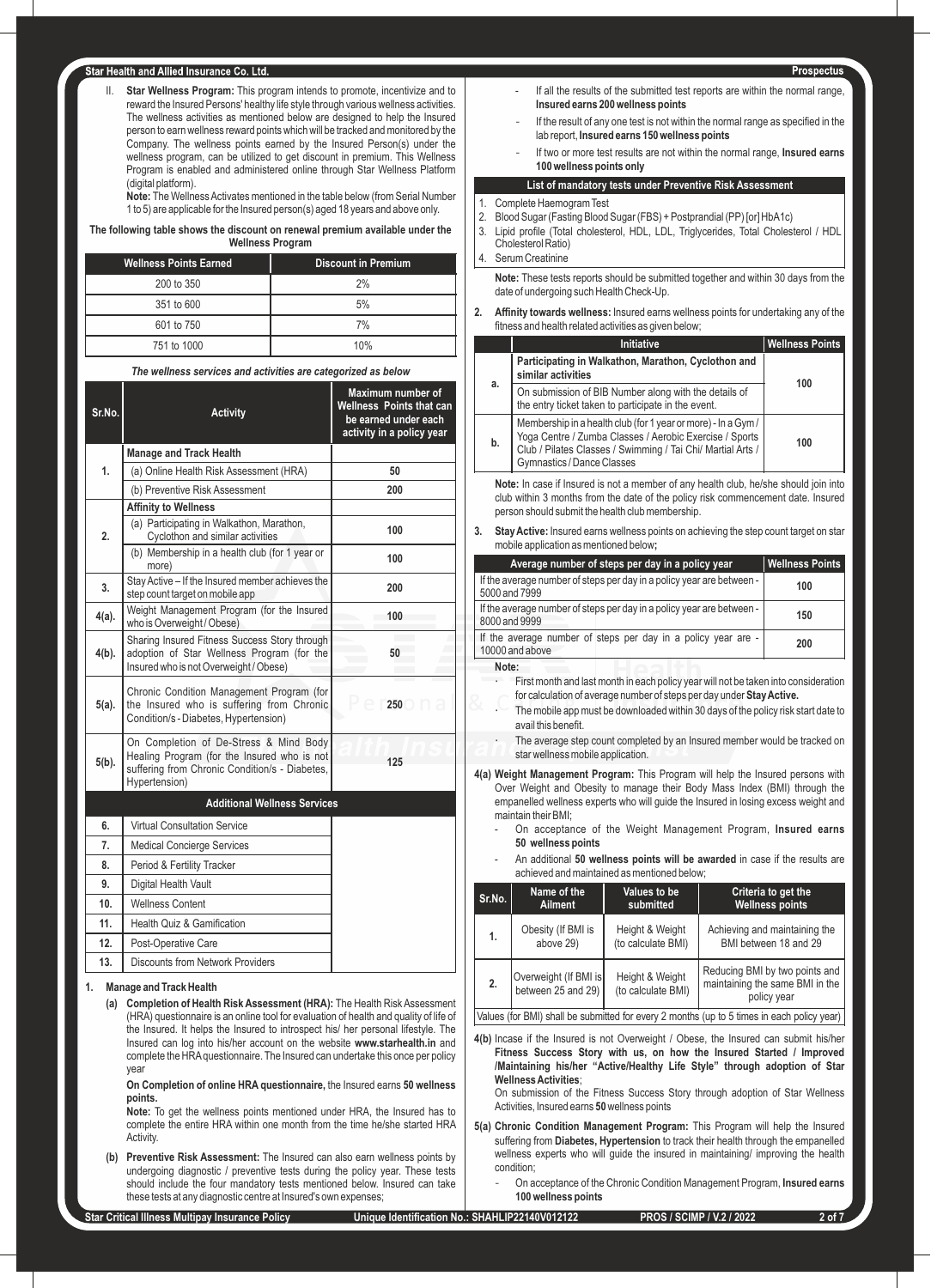II. **Star Wellness Program:** This program intends to promote, incentivize and to reward the Insured Persons' healthy life style through various wellness activities. The wellness activities as mentioned below are designed to help the Insured person to earn wellness reward points which will be tracked and monitored by the Company. The wellness points earned by the Insured Person(s) under the wellness program, can be utilized to get discount in premium. This Wellness Program is enabled and administered online through Star Wellness Platform (digital platform).

**Note:** The Wellness Activates mentioned in the table below (from Serial Number 1 to 5) are applicable for the Insured person(s) aged 18 years and above only.

**The following table shows the discount on renewal premium available under the Wellness Program**

| Wellness Points Earned | Discount in Premium |
|---|---|
| 200 to 350 | 2% |
| 351 to 600 | 5% |
| 601 to 750 | 7% |
| 751 to 1000 | 10% |

*The wellness services and activities are categorized as below*

| Sr.No. | Activity | Maximum number of Wellness Points that can be earned under each activity in a policy year |
|---|---|---|
| 1. | **Manage and Track Health** | |
| | (a) Online Health Risk Assessment (HRA) | 50 |
| | (b) Preventive Risk Assessment | 200 |
| 2. | **Affinity to Wellness** | |
| | (a) Participating in Walkathon, Marathon, Cyclothon and similar activities | 100 |
| | (b) Membership in a health club (for 1 year or more) | 100 |
| 3. | Stay Active – If the Insured member achieves the step count target on mobile app | 200 |
| 4(a). | Weight Management Program (for the Insured who is Overweight / Obese) | 100 |
| 4(b). | Sharing Insured Fitness Success Story through adoption of Star Wellness Program (for the Insured who is not Overweight / Obese) | 50 |
| 5(a). | Chronic Condition Management Program (for the Insured who is suffering from Chronic Condition/s - Diabetes, Hypertension) | 250 |
| 5(b). | On Completion of De-Stress & Mind Body Healing Program (for the Insured who is not suffering from Chronic Condition/s - Diabetes, Hypertension) | 125 |
| | **Additional Wellness Services** | |
| 6. | Virtual Consultation Service | |
| 7. | Medical Concierge Services | |
| 8. | Period & Fertility Tracker | |
| 9. | Digital Health Vault | |
| 10. | Wellness Content | |
| 11. | Health Quiz & Gamification | |
| 12. | Post-Operative Care | |
| 13. | Discounts from Network Providers | |

1. **Manage and Track Health**

   (a) **Completion of Health Risk Assessment (HRA):** The Health Risk Assessment (HRA) questionnaire is an online tool for evaluation of health and quality of life of the Insured. It helps the Insured to introspect his/ her personal lifestyle. The Insured can log into his/her account on the website **www.starhealth.in** and complete the HRA questionnaire. The Insured can undertake this once per policy year

   **On Completion of online HRA questionnaire,** the Insured earns **50 wellness points.**

   **Note:** To get the wellness points mentioned under HRA, the Insured has to complete the entire HRA within one month from the time he/she started HRA Activity.

   (b) **Preventive Risk Assessment:** The Insured can also earn wellness points by undergoing diagnostic / preventive tests during the policy year. These tests should include the four mandatory tests mentioned below. Insured can take these tests at any diagnostic centre at Insured's own expenses;

   - If all the results of the submitted test reports are within the normal range, **Insured earns 200 wellness points**
   - If the result of any one test is not within the normal range as specified in the lab report, **Insured earns 150 wellness points**
   - If two or more test results are not within the normal range, **Insured earns 100 wellness points only**

**List of mandatory tests under Preventive Risk Assessment**

1. Complete Haemogram Test
2. Blood Sugar (Fasting Blood Sugar (FBS) + Postprandial (PP) [or] HbA1c)
3. Lipid profile (Total cholesterol, HDL, LDL, Triglycerides, Total Cholesterol / HDL Cholesterol Ratio)
4. Serum Creatinine

**Note:** These tests reports should be submitted together and within 30 days from the date of undergoing such Health Check-Up.

2. **Affinity towards wellness:** Insured earns wellness points for undertaking any of the fitness and health related activities as given below;

| | Initiative | Wellness Points |
|---|---|---|
| a. | **Participating in Walkathon, Marathon, Cyclothon and similar activities**<br>On submission of BIB Number along with the details of the entry ticket taken to participate in the event. | 100 |
| b. | Membership in a health club (for 1 year or more) - In a Gym / Yoga Centre / Zumba Classes / Aerobic Exercise / Sports Club / Pilates Classes / Swimming / Tai Chi/ Martial Arts / Gymnastics / Dance Classes | 100 |

**Note:** In case if Insured is not a member of any health club, he/she should join into club within 3 months from the date of the policy risk commencement date. Insured person should submit the health club membership.

3. **Stay Active:** Insured earns wellness points on achieving the step count target on star mobile application as mentioned below**;**

| Average number of steps per day in a policy year | Wellness Points |
|---|---|
| If the average number of steps per day in a policy year are between - 5000 and 7999 | 100 |
| If the average number of steps per day in a policy year are between - 8000 and 9999 | 150 |
| If the average number of steps per day in a policy year are - 10000 and above | 200 |

**Note:**

- First month and last month in each policy year will not be taken into consideration for calculation of average number of steps per day under **Stay Active.**
- The mobile app must be downloaded within 30 days of the policy risk start date to avail this benefit.
- The average step count completed by an Insured member would be tracked on star wellness mobile application.

**4(a) Weight Management Program:** This Program will help the Insured persons with Over Weight and Obesity to manage their Body Mass Index (BMI) through the empanelled wellness experts who will guide the Insured in losing excess weight and maintain their BMI;

- On acceptance of the Weight Management Program, **Insured earns 50 wellness points**
- An additional **50 wellness points will be awarded** in case if the results are achieved and maintained as mentioned below;

| Sr.No. | Name of the Ailment | Values to be submitted | Criteria to get the Wellness points |
|---|---|---|---|
| 1. | Obesity (If BMI is above 29) | Height & Weight (to calculate BMI) | Achieving and maintaining the BMI between 18 and 29 |
| 2. | Overweight (If BMI is between 25 and 29) | Height & Weight (to calculate BMI) | Reducing BMI by two points and maintaining the same BMI in the policy year |
| Values (for BMI) shall be submitted for every 2 months (up to 5 times in each policy year) | | | |

**4(b)** Incase if the Insured is not Overweight / Obese, the Insured can submit his/her **Fitness Success Story with us, on how the Insured Started / Improved /Maintaining his/her "Active/Healthy Life Style" through adoption of Star Wellness Activities**;

On submission of the Fitness Success Story through adoption of Star Wellness Activities, Insured earns **50** wellness points

**5(a) Chronic Condition Management Program:** This Program will help the Insured suffering from **Diabetes, Hypertension** to track their health through the empanelled wellness experts who will guide the insured in maintaining/ improving the health condition;

- On acceptance of the Chronic Condition Management Program, **Insured earns 100 wellness points**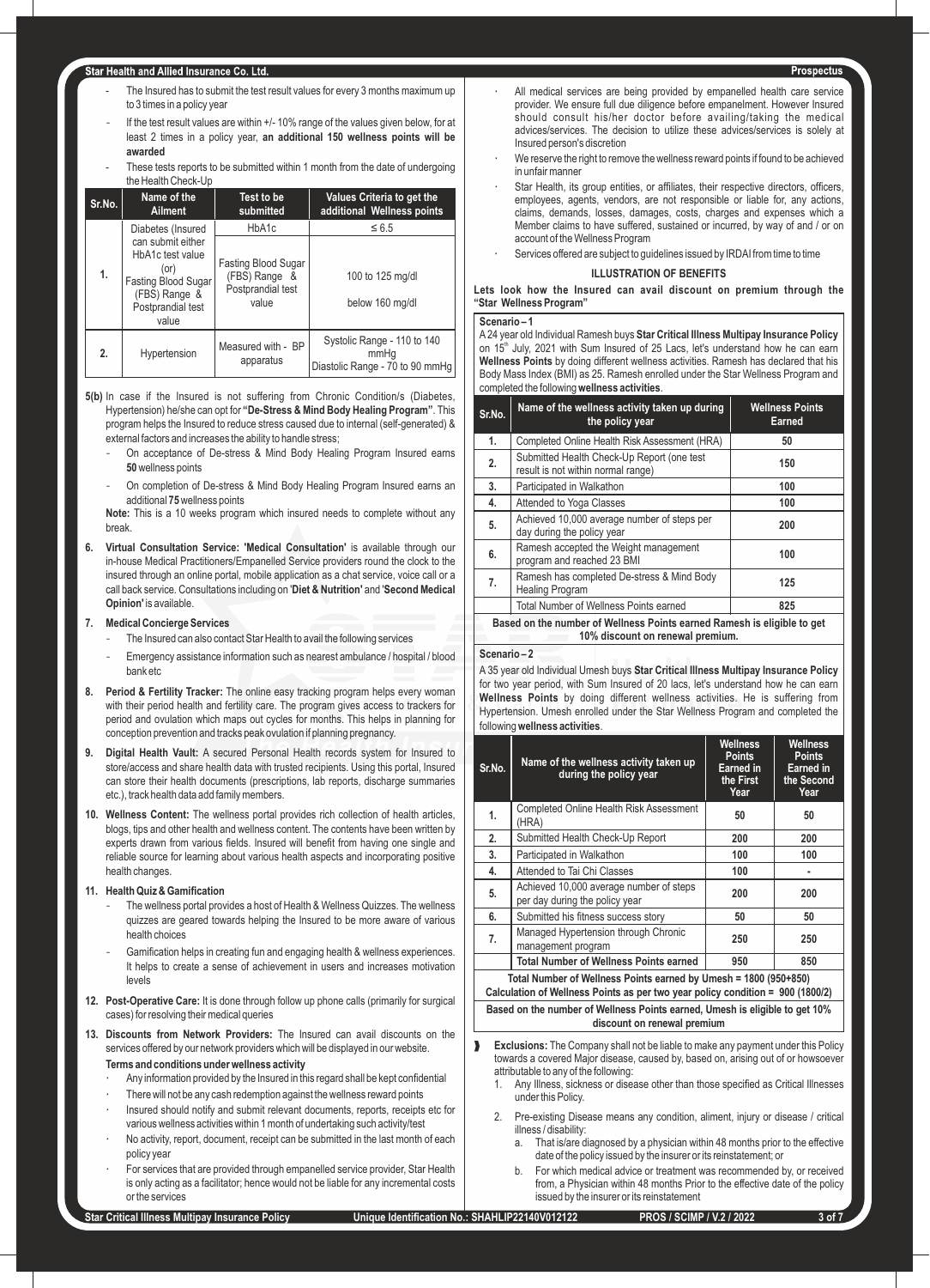- The Insured has to submit the test result values for every 3 months maximum up to 3 times in a policy year
- If the test result values are within +/- 10% range of the values given below, for at least 2 times in a policy year, **an additional 150 wellness points will be awarded**
- These tests reports to be submitted within 1 month from the date of undergoing the Health Check-Up

| Sr.No. | Name of the Ailment | Test to be submitted | Values Criteria to get the additional Wellness points |
|---|---|---|---|
| 1. | Diabetes (Insured can submit either HbA1c test value (or) Fasting Blood Sugar (FBS) Range & Postprandial test value | HbA1c | ≤ 6.5 |
| | | Fasting Blood Sugar (FBS) Range & Postprandial test value | 100 to 125 mg/dl<br>below 160 mg/dl |
| 2. | Hypertension | Measured with - BP apparatus | Systolic Range - 110 to 140 mmHg<br>Diastolic Range - 70 to 90 mmHg |

**5(b)** In case if the Insured is not suffering from Chronic Condition/s (Diabetes, Hypertension) he/she can opt for **"De-Stress & Mind Body Healing Program"**. This program helps the Insured to reduce stress caused due to internal (self-generated) & external factors and increases the ability to handle stress;

- On acceptance of De-stress & Mind Body Healing Program Insured earns **50** wellness points
- On completion of De-stress & Mind Body Healing Program Insured earns an additional **75** wellness points

**Note:** This is a 10 weeks program which insured needs to complete without any break.

6. **Virtual Consultation Service: 'Medical Consultation'** is available through our in-house Medical Practitioners/Empanelled Service providers round the clock to the insured through an online portal, mobile application as a chat service, voice call or a call back service. Consultations including on '**Diet & Nutrition'** and '**Second Medical Opinion'** is available.

7. **Medical Concierge Services**
   - The Insured can also contact Star Health to avail the following services
   - Emergency assistance information such as nearest ambulance / hospital / blood bank etc

8. **Period & Fertility Tracker:** The online easy tracking program helps every woman with their period health and fertility care. The program gives access to trackers for period and ovulation which maps out cycles for months. This helps in planning for conception prevention and tracks peak ovulation if planning pregnancy.

9. **Digital Health Vault:** A secured Personal Health records system for Insured to store/access and share health data with trusted recipients. Using this portal, Insured can store their health documents (prescriptions, lab reports, discharge summaries etc.), track health data add family members.

10. **Wellness Content:** The wellness portal provides rich collection of health articles, blogs, tips and other health and wellness content. The contents have been written by experts drawn from various fields. Insured will benefit from having one single and reliable source for learning about various health aspects and incorporating positive health changes.

11. **Health Quiz & Gamification**
    - The wellness portal provides a host of Health & Wellness Quizzes. The wellness quizzes are geared towards helping the Insured to be more aware of various health choices
    - Gamification helps in creating fun and engaging health & wellness experiences. It helps to create a sense of achievement in users and increases motivation levels

12. **Post-Operative Care:** It is done through follow up phone calls (primarily for surgical cases) for resolving their medical queries

13. **Discounts from Network Providers:** The Insured can avail discounts on the services offered by our network providers which will be displayed in our website.

**Terms and conditions under wellness activity**

- Any information provided by the Insured in this regard shall be kept confidential
- There will not be any cash redemption against the wellness reward points
- Insured should notify and submit relevant documents, reports, receipts etc for various wellness activities within 1 month of undertaking such activity/test
- No activity, report, document, receipt can be submitted in the last month of each policy year
- For services that are provided through empanelled service provider, Star Health is only acting as a facilitator; hence would not be liable for any incremental costs or the services
- All medical services are being provided by empanelled health care service provider. We ensure full due diligence before empanelment. However Insured should consult his/her doctor before availing/taking the medical advices/services. The decision to utilize these advices/services is solely at Insured person's discretion
- We reserve the right to remove the wellness reward points if found to be achieved in unfair manner
- Star Health, its group entities, or affiliates, their respective directors, officers, employees, agents, vendors, are not responsible or liable for, any actions, claims, demands, losses, damages, costs, charges and expenses which a Member claims to have suffered, sustained or incurred, by way of and / or on account of the Wellness Program
- Services offered are subject to guidelines issued by IRDAI from time to time

**ILLUSTRATION OF BENEFITS**

**Lets look how the Insured can avail discount on premium through the "Star Wellness Program"**

**Scenario – 1**

A 24 year old Individual Ramesh buys **Star Critical Illness Multipay Insurance Policy** on 15th July, 2021 with Sum Insured of 25 Lacs, let's understand how he can earn **Wellness Points** by doing different wellness activities. Ramesh has declared that his Body Mass Index (BMI) as 25. Ramesh enrolled under the Star Wellness Program and completed the following **wellness activities**.

| Sr.No. | Name of the wellness activity taken up during the policy year | Wellness Points Earned |
|---|---|---|
| 1. | Completed Online Health Risk Assessment (HRA) | 50 |
| 2. | Submitted Health Check-Up Report (one test result is not within normal range) | 150 |
| 3. | Participated in Walkathon | 100 |
| 4. | Attended to Yoga Classes | 100 |
| 5. | Achieved 10,000 average number of steps per day during the policy year | 200 |
| 6. | Ramesh accepted the Weight management program and reached 23 BMI | 100 |
| 7. | Ramesh has completed De-stress & Mind Body Healing Program | 125 |
| | Total Number of Wellness Points earned | 825 |

**Based on the number of Wellness Points earned Ramesh is eligible to get 10% discount on renewal premium.**

**Scenario – 2**

A 35 year old Individual Umesh buys **Star Critical Illness Multipay Insurance Policy** for two year period, with Sum Insured of 20 lacs, let's understand how he can earn **Wellness Points** by doing different wellness activities. He is suffering from Hypertension. Umesh enrolled under the Star Wellness Program and completed the following **wellness activities**.

| Sr.No. | Name of the wellness activity taken up during the policy year | Wellness Points Earned in the First Year | Wellness Points Earned in the Second Year |
|---|---|---|---|
| 1. | Completed Online Health Risk Assessment (HRA) | 50 | 50 |
| 2. | Submitted Health Check-Up Report | 200 | 200 |
| 3. | Participated in Walkathon | 100 | 100 |
| 4. | Attended to Tai Chi Classes | 100 | - |
| 5. | Achieved 10,000 average number of steps per day during the policy year | 200 | 200 |
| 6. | Submitted his fitness success story | 50 | 50 |
| 7. | Managed Hypertension through Chronic management program | 250 | 250 |
| | **Total Number of Wellness Points earned** | **950** | **850** |

**Total Number of Wellness Points earned by Umesh = 1800 (950+850)**
**Calculation of Wellness Points as per two year policy condition = 900 (1800/2)**

**Based on the number of Wellness Points earned, Umesh is eligible to get 10% discount on renewal premium**

**Exclusions:** The Company shall not be liable to make any payment under this Policy towards a covered Major disease, caused by, based on, arising out of or howsoever attributable to any of the following:

1. Any Illness, sickness or disease other than those specified as Critical Illnesses under this Policy.
2. Pre-existing Disease means any condition, ailment, injury or disease / critical illness / disability:
   a. That is/are diagnosed by a physician within 48 months prior to the effective date of the policy issued by the insurer or its reinstatement; or
   b. For which medical advice or treatment was recommended by, or received from, a Physician within 48 months Prior to the effective date of the policy issued by the insurer or its reinstatement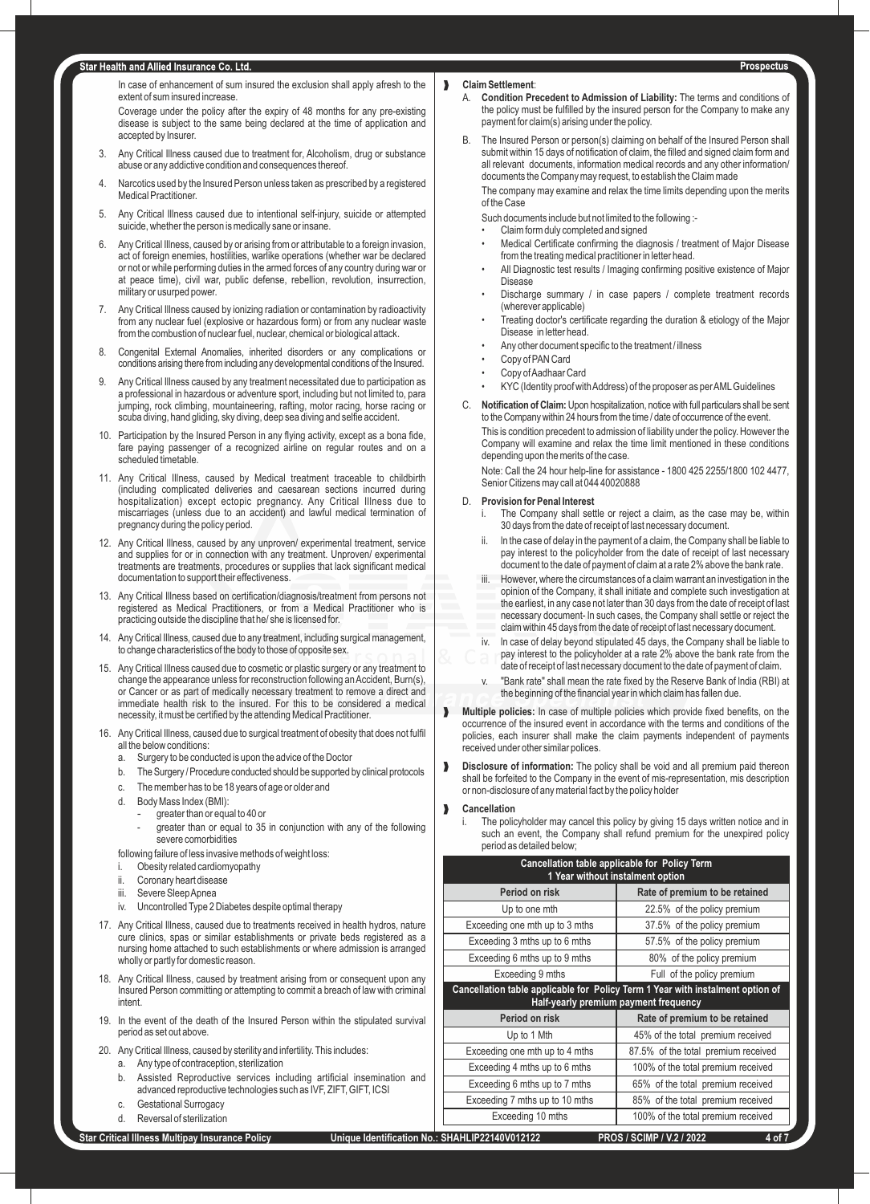In case of enhancement of sum insured the exclusion shall apply afresh to the extent of sum insured increase.

Coverage under the policy after the expiry of 48 months for any pre-existing disease is subject to the same being declared at the time of application and accepted by Insurer.

3. Any Critical Illness caused due to treatment for, Alcoholism, drug or substance abuse or any addictive condition and consequences thereof.
4. Narcotics used by the Insured Person unless taken as prescribed by a registered Medical Practitioner.
5. Any Critical Illness caused due to intentional self-injury, suicide or attempted suicide, whether the person is medically sane or insane.
6. Any Critical Illness, caused by or arising from or attributable to a foreign invasion, act of foreign enemies, hostilities, warlike operations (whether war be declared or not or while performing duties in the armed forces of any country during war or at peace time), civil war, public defense, rebellion, revolution, insurrection, military or usurped power.
7. Any Critical Illness caused by ionizing radiation or contamination by radioactivity from any nuclear fuel (explosive or hazardous form) or from any nuclear waste from the combustion of nuclear fuel, nuclear, chemical or biological attack.
8. Congenital External Anomalies, inherited disorders or any complications or conditions arising there from including any developmental conditions of the Insured.
9. Any Critical Illness caused by any treatment necessitated due to participation as a professional in hazardous or adventure sport, including but not limited to, para jumping, rock climbing, mountaineering, rafting, motor racing, horse racing or scuba diving, hand gliding, sky diving, deep sea diving and selfie accident.
10. Participation by the Insured Person in any flying activity, except as a bona fide, fare paying passenger of a recognized airline on regular routes and on a scheduled timetable.
11. Any Critical Illness, caused by Medical treatment traceable to childbirth (including complicated deliveries and caesarean sections incurred during hospitalization) except ectopic pregnancy. Any Critical Illness due to miscarriages (unless due to an accident) and lawful medical termination of pregnancy during the policy period.
12. Any Critical Illness, caused by any unproven/ experimental treatment, service and supplies for or in connection with any treatment. Unproven/ experimental treatments are treatments, procedures or supplies that lack significant medical documentation to support their effectiveness.
13. Any Critical Illness based on certification/diagnosis/treatment from persons not registered as Medical Practitioners, or from a Medical Practitioner who is practicing outside the discipline that he/ she is licensed for.
14. Any Critical Illness, caused due to any treatment, including surgical management, to change characteristics of the body to those of opposite sex.
15. Any Critical Illness caused due to cosmetic or plastic surgery or any treatment to change the appearance unless for reconstruction following an Accident, Burn(s), or Cancer or as part of medically necessary treatment to remove a direct and immediate health risk to the insured. For this to be considered a medical necessity, it must be certified by the attending Medical Practitioner.
16. Any Critical Illness, caused due to surgical treatment of obesity that does not fulfil all the below conditions:
    a. Surgery to be conducted is upon the advice of the Doctor
    b. The Surgery / Procedure conducted should be supported by clinical protocols
    c. The member has to be 18 years of age or older and
    d. Body Mass Index (BMI):
        - greater than or equal to 40 or
        - greater than or equal to 35 in conjunction with any of the following severe comorbidities

    following failure of less invasive methods of weight loss:
    i. Obesity related cardiomyopathy
    ii. Coronary heart disease
    iii. Severe Sleep Apnea
    iv. Uncontrolled Type 2 Diabetes despite optimal therapy
17. Any Critical Illness, caused due to treatments received in health hydros, nature cure clinics, spas or similar establishments or private beds registered as a nursing home attached to such establishments or where admission is arranged wholly or partly for domestic reason.
18. Any Critical Illness, caused by treatment arising from or consequent upon any Insured Person committing or attempting to commit a breach of law with criminal intent.
19. In the event of the death of the Insured Person within the stipulated survival period as set out above.
20. Any Critical Illness, caused by sterility and infertility. This includes:
    a. Any type of contraception, sterilization
    b. Assisted Reproductive services including artificial insemination and advanced reproductive technologies such as IVF, ZIFT, GIFT, ICSI
    c. Gestational Surrogacy
    d. Reversal of sterilization

**Claim Settlement**:

A. **Condition Precedent to Admission of Liability:** The terms and conditions of the policy must be fulfilled by the insured person for the Company to make any payment for claim(s) arising under the policy.

B. The Insured Person or person(s) claiming on behalf of the Insured Person shall submit within 15 days of notification of claim, the filled and signed claim form and all relevant documents, information medical records and any other information/ documents the Company may request, to establish the Claim made

The company may examine and relax the time limits depending upon the merits of the Case

Such documents include but not limited to the following :-

- Claim form duly completed and signed
- Medical Certificate confirming the diagnosis / treatment of Major Disease from the treating medical practitioner in letter head.
- All Diagnostic test results / Imaging confirming positive existence of Major Disease
- Discharge summary / in case papers / complete treatment records (wherever applicable)
- Treating doctor's certificate regarding the duration & etiology of the Major Disease in letter head.
- Any other document specific to the treatment / illness
- Copy of PAN Card
- Copy of Aadhaar Card
- KYC (Identity proof with Address) of the proposer as per AML Guidelines

C. **Notification of Claim:** Upon hospitalization, notice with full particulars shall be sent to the Company within 24 hours from the time / date of occurrence of the event.

This is condition precedent to admission of liability under the policy. However the Company will examine and relax the time limit mentioned in these conditions depending upon the merits of the case.

Note: Call the 24 hour help-line for assistance - 1800 425 2255/1800 102 4477, Senior Citizens may call at 044 40020888

D. **Provision for Penal Interest**

i. The Company shall settle or reject a claim, as the case may be, within 30 days from the date of receipt of last necessary document.
ii. In the case of delay in the payment of a claim, the Company shall be liable to pay interest to the policyholder from the date of receipt of last necessary document to the date of payment of claim at a rate 2% above the bank rate.
iii. However, where the circumstances of a claim warrant an investigation in the opinion of the Company, it shall initiate and complete such investigation at the earliest, in any case not later than 30 days from the date of receipt of last necessary document- In such cases, the Company shall settle or reject the claim within 45 days from the date of receipt of last necessary document.
iv. In case of delay beyond stipulated 45 days, the Company shall be liable to pay interest to the policyholder at a rate 2% above the bank rate from the date of receipt of last necessary document to the date of payment of claim.
v. "Bank rate" shall mean the rate fixed by the Reserve Bank of India (RBI) at the beginning of the financial year in which claim has fallen due.

**Multiple policies:** In case of multiple policies which provide fixed benefits, on the occurrence of the insured event in accordance with the terms and conditions of the policies, each insurer shall make the claim payments independent of payments received under other similar polices.

**Disclosure of information:** The policy shall be void and all premium paid thereon shall be forfeited to the Company in the event of mis-representation, mis description or non-disclosure of any material fact by the policy holder

**Cancellation**

i. The policyholder may cancel this policy by giving 15 days written notice and in such an event, the Company shall refund premium for the unexpired policy period as detailed below;

| Cancellation table applicable for Policy Term 1 Year without instalment option | |
|---|---|
| **Period on risk** | **Rate of premium to be retained** |
| Up to one mth | 22.5% of the policy premium |
| Exceeding one mth up to 3 mths | 37.5% of the policy premium |
| Exceeding 3 mths up to 6 mths | 57.5% of the policy premium |
| Exceeding 6 mths up to 9 mths | 80% of the policy premium |
| Exceeding 9 mths | Full of the policy premium |

| Cancellation table applicable for Policy Term 1 Year with instalment option of Half-yearly premium payment frequency | |
|---|---|
| **Period on risk** | **Rate of premium to be retained** |
| Up to 1 Mth | 45% of the total premium received |
| Exceeding one mth up to 4 mths | 87.5% of the total premium received |
| Exceeding 4 mths up to 6 mths | 100% of the total premium received |
| Exceeding 6 mths up to 7 mths | 65% of the total premium received |
| Exceeding 7 mths up to 10 mths | 85% of the total premium received |
| Exceeding 10 mths | 100% of the total premium received |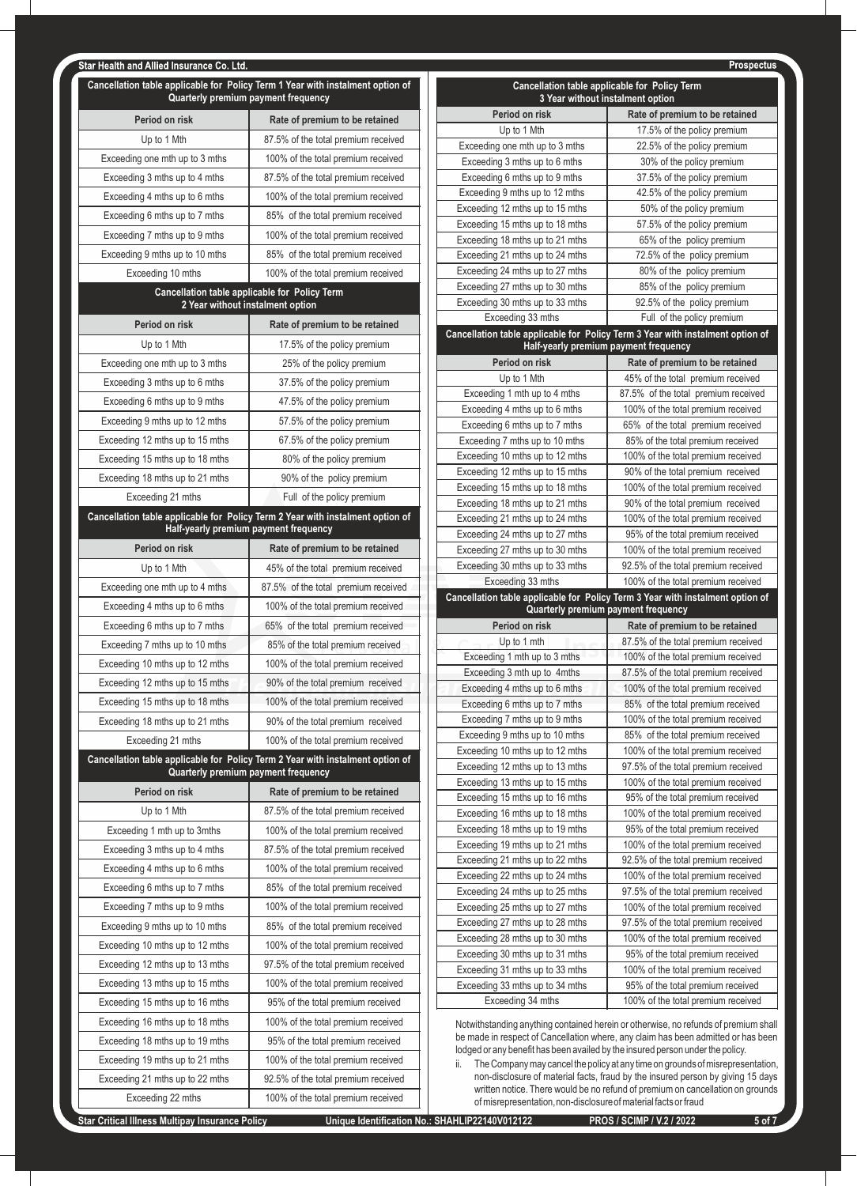**Cancellation table applicable for Policy Term 1 Year with instalment option of Quarterly premium payment frequency**

| Period on risk | Rate of premium to be retained |
|---|---|
| Up to 1 Mth | 87.5% of the total premium received |
| Exceeding one mth up to 3 mths | 100% of the total premium received |
| Exceeding 3 mths up to 4 mths | 87.5% of the total premium received |
| Exceeding 4 mths up to 6 mths | 100% of the total premium received |
| Exceeding 6 mths up to 7 mths | 85% of the total premium received |
| Exceeding 7 mths up to 9 mths | 100% of the total premium received |
| Exceeding 9 mths up to 10 mths | 85% of the total premium received |
| Exceeding 10 mths | 100% of the total premium received |

**Cancellation table applicable for Policy Term 2 Year without instalment option**

| Period on risk | Rate of premium to be retained |
|---|---|
| Up to 1 Mth | 17.5% of the policy premium |
| Exceeding one mth up to 3 mths | 25% of the policy premium |
| Exceeding 3 mths up to 6 mths | 37.5% of the policy premium |
| Exceeding 6 mths up to 9 mths | 47.5% of the policy premium |
| Exceeding 9 mths up to 12 mths | 57.5% of the policy premium |
| Exceeding 12 mths up to 15 mths | 67.5% of the policy premium |
| Exceeding 15 mths up to 18 mths | 80% of the policy premium |
| Exceeding 18 mths up to 21 mths | 90% of the policy premium |
| Exceeding 21 mths | Full of the policy premium |

**Cancellation table applicable for Policy Term 2 Year with instalment option of Half-yearly premium payment frequency**

| Period on risk | Rate of premium to be retained |
|---|---|
| Up to 1 Mth | 45% of the total premium received |
| Exceeding one mth up to 4 mths | 87.5% of the total premium received |
| Exceeding 4 mths up to 6 mths | 100% of the total premium received |
| Exceeding 6 mths up to 7 mths | 65% of the total premium received |
| Exceeding 7 mths up to 10 mths | 85% of the total premium received |
| Exceeding 10 mths up to 12 mths | 100% of the total premium received |
| Exceeding 12 mths up to 15 mths | 90% of the total premium received |
| Exceeding 15 mths up to 18 mths | 100% of the total premium received |
| Exceeding 18 mths up to 21 mths | 90% of the total premium received |
| Exceeding 21 mths | 100% of the total premium received |

**Cancellation table applicable for Policy Term 2 Year with instalment option of Quarterly premium payment frequency**

| Period on risk | Rate of premium to be retained |
|---|---|
| Up to 1 Mth | 87.5% of the total premium received |
| Exceeding 1 mth up to 3mths | 100% of the total premium received |
| Exceeding 3 mths up to 4 mths | 87.5% of the total premium received |
| Exceeding 4 mths up to 6 mths | 100% of the total premium received |
| Exceeding 6 mths up to 7 mths | 85% of the total premium received |
| Exceeding 7 mths up to 9 mths | 100% of the total premium received |
| Exceeding 9 mths up to 10 mths | 85% of the total premium received |
| Exceeding 10 mths up to 12 mths | 100% of the total premium received |
| Exceeding 12 mths up to 13 mths | 97.5% of the total premium received |
| Exceeding 13 mths up to 15 mths | 100% of the total premium received |
| Exceeding 15 mths up to 16 mths | 95% of the total premium received |
| Exceeding 16 mths up to 18 mths | 100% of the total premium received |
| Exceeding 18 mths up to 19 mths | 95% of the total premium received |
| Exceeding 19 mths up to 21 mths | 100% of the total premium received |
| Exceeding 21 mths up to 22 mths | 92.5% of the total premium received |
| Exceeding 22 mths | 100% of the total premium received |

**Cancellation table applicable for Policy Term 3 Year without instalment option**

| Period on risk | Rate of premium to be retained |
|---|---|
| Up to 1 Mth | 17.5% of the policy premium |
| Exceeding one mth up to 3 mths | 22.5% of the policy premium |
| Exceeding 3 mths up to 6 mths | 30% of the policy premium |
| Exceeding 6 mths up to 9 mths | 37.5% of the policy premium |
| Exceeding 9 mths up to 12 mths | 42.5% of the policy premium |
| Exceeding 12 mths up to 15 mths | 50% of the policy premium |
| Exceeding 15 mths up to 18 mths | 57.5% of the policy premium |
| Exceeding 18 mths up to 21 mths | 65% of the policy premium |
| Exceeding 21 mths up to 24 mths | 72.5% of the policy premium |
| Exceeding 24 mths up to 27 mths | 80% of the policy premium |
| Exceeding 27 mths up to 30 mths | 85% of the policy premium |
| Exceeding 30 mths up to 33 mths | 92.5% of the policy premium |
| Exceeding 33 mths | Full of the policy premium |

**Cancellation table applicable for Policy Term 3 Year with instalment option of Half-yearly premium payment frequency**

| Period on risk | Rate of premium to be retained |
|---|---|
| Up to 1 Mth | 45% of the total premium received |
| Exceeding 1 mth up to 4 mths | 87.5% of the total premium received |
| Exceeding 4 mths up to 6 mths | 100% of the total premium received |
| Exceeding 6 mths up to 7 mths | 65% of the total premium received |
| Exceeding 7 mths up to 10 mths | 85% of the total premium received |
| Exceeding 10 mths up to 12 mths | 100% of the total premium received |
| Exceeding 12 mths up to 15 mths | 90% of the total premium received |
| Exceeding 15 mths up to 18 mths | 100% of the total premium received |
| Exceeding 18 mths up to 21 mths | 90% of the total premium received |
| Exceeding 21 mths up to 24 mths | 100% of the total premium received |
| Exceeding 24 mths up to 27 mths | 95% of the total premium received |
| Exceeding 27 mths up to 30 mths | 100% of the total premium received |
| Exceeding 30 mths up to 33 mths | 92.5% of the total premium received |
| Exceeding 33 mths | 100% of the total premium received |

**Cancellation table applicable for Policy Term 3 Year with instalment option of Quarterly premium payment frequency**

| Period on risk | Rate of premium to be retained |
|---|---|
| Up to 1 mth | 87.5% of the total premium received |
| Exceeding 1 mth up to 3 mths | 100% of the total premium received |
| Exceeding 3 mth up to 4mths | 87.5% of the total premium received |
| Exceeding 4 mths up to 6 mths | 100% of the total premium received |
| Exceeding 6 mths up to 7 mths | 85% of the total premium received |
| Exceeding 7 mths up to 9 mths | 100% of the total premium received |
| Exceeding 9 mths up to 10 mths | 85% of the total premium received |
| Exceeding 10 mths up to 12 mths | 100% of the total premium received |
| Exceeding 12 mths up to 13 mths | 97.5% of the total premium received |
| Exceeding 13 mths up to 15 mths | 100% of the total premium received |
| Exceeding 15 mths up to 16 mths | 95% of the total premium received |
| Exceeding 16 mths up to 18 mths | 100% of the total premium received |
| Exceeding 18 mths up to 19 mths | 95% of the total premium received |
| Exceeding 19 mths up to 21 mths | 100% of the total premium received |
| Exceeding 21 mths up to 22 mths | 92.5% of the total premium received |
| Exceeding 22 mths up to 24 mths | 100% of the total premium received |
| Exceeding 24 mths up to 25 mths | 97.5% of the total premium received |
| Exceeding 25 mths up to 27 mths | 100% of the total premium received |
| Exceeding 27 mths up to 28 mths | 97.5% of the total premium received |
| Exceeding 28 mths up to 30 mths | 100% of the total premium received |
| Exceeding 30 mths up to 31 mths | 95% of the total premium received |
| Exceeding 31 mths up to 33 mths | 100% of the total premium received |
| Exceeding 33 mths up to 34 mths | 95% of the total premium received |
| Exceeding 34 mths | 100% of the total premium received |

Notwithstanding anything contained herein or otherwise, no refunds of premium shall be made in respect of Cancellation where, any claim has been admitted or has been lodged or any benefit has been availed by the insured person under the policy.

ii. The Company may cancel the policy at any time on grounds of misrepresentation, non-disclosure of material facts, fraud by the insured person by giving 15 days written notice. There would be no refund of premium on cancellation on grounds of misrepresentation, non-disclosure of material facts or fraud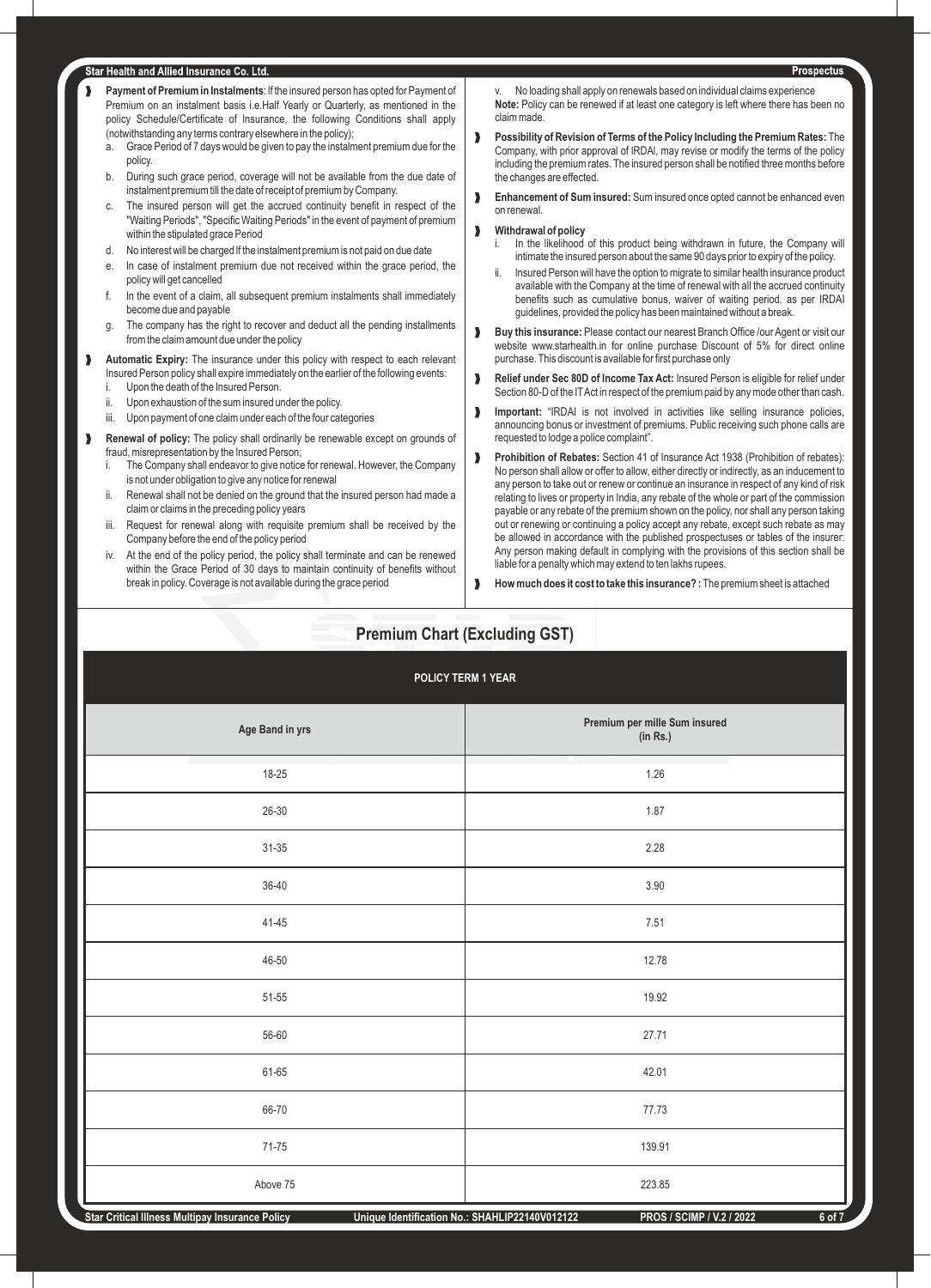- **Payment of Premium in Instalments**: If the insured person has opted for Payment of Premium on an instalment basis i.e.Half Yearly or Quarterly, as mentioned in the policy Schedule/Certificate of Insurance, the following Conditions shall apply (notwithstanding any terms contrary elsewhere in the policy);
  - a. Grace Period of 7 days would be given to pay the instalment premium due for the policy.
  - b. During such grace period, coverage will not be available from the due date of instalment premium till the date of receipt of premium by Company.
  - c. The insured person will get the accrued continuity benefit in respect of the "Waiting Periods", "Specific Waiting Periods" in the event of payment of premium within the stipulated grace Period
  - d. No interest will be charged If the instalment premium is not paid on due date
  - e. In case of instalment premium due not received within the grace period, the policy will get cancelled
  - f. In the event of a claim, all subsequent premium instalments shall immediately become due and payable
  - g. The company has the right to recover and deduct all the pending installments from the claim amount due under the policy
- **Automatic Expiry:** The insurance under this policy with respect to each relevant Insured Person policy shall expire immediately on the earlier of the following events:
  - i. Upon the death of the Insured Person.
  - ii. Upon exhaustion of the sum insured under the policy.
  - iii. Upon payment of one claim under each of the four categories
- **Renewal of policy:** The policy shall ordinarily be renewable except on grounds of fraud, misrepresentation by the Insured Person;
  - i. The Company shall endeavor to give notice for renewal. However, the Company is not under obligation to give any notice for renewal
  - ii. Renewal shall not be denied on the ground that the insured person had made a claim or claims in the preceding policy years
  - iii. Request for renewal along with requisite premium shall be received by the Company before the end of the policy period
  - iv. At the end of the policy period, the policy shall terminate and can be renewed within the Grace Period of 30 days to maintain continuity of benefits without break in policy. Coverage is not available during the grace period
  - v. No loading shall apply on renewals based on individual claims experience

  **Note:** Policy can be renewed if at least one category is left where there has been no claim made.
- **Possibility of Revision of Terms of the Policy Including the Premium Rates:** The Company, with prior approval of IRDAI, may revise or modify the terms of the policy including the premium rates. The insured person shall be notified three months before the changes are effected.
- **Enhancement of Sum insured:** Sum insured once opted cannot be enhanced even on renewal.
- **Withdrawal of policy**
  - i. In the likelihood of this product being withdrawn in future, the Company will intimate the insured person about the same 90 days prior to expiry of the policy.
  - ii. Insured Person will have the option to migrate to similar health insurance product available with the Company at the time of renewal with all the accrued continuity benefits such as cumulative bonus, waiver of waiting period. as per IRDAI guidelines, provided the policy has been maintained without a break.
- **Buy this insurance:** Please contact our nearest Branch Office /our Agent or visit our website www.starhealth.in for online purchase Discount of 5% for direct online purchase. This discount is available for first purchase only
- **Relief under Sec 80D of Income Tax Act:** Insured Person is eligible for relief under Section 80-D of the IT Act in respect of the premium paid by any mode other than cash.
- **Important:** "IRDAI is not involved in activities like selling insurance policies, announcing bonus or investment of premiums. Public receiving such phone calls are requested to lodge a police complaint".
- **Prohibition of Rebates:** Section 41 of Insurance Act 1938 (Prohibition of rebates): No person shall allow or offer to allow, either directly or indirectly, as an inducement to any person to take out or renew or continue an insurance in respect of any kind of risk relating to lives or property in India, any rebate of the whole or part of the commission payable or any rebate of the premium shown on the policy, nor shall any person taking out or renewing or continuing a policy accept any rebate, except such rebate as may be allowed in accordance with the published prospectuses or tables of the insurer: Any person making default in complying with the provisions of this section shall be liable for a penalty which may extend to ten lakhs rupees.
- **How much does it cost to take this insurance? :** The premium sheet is attached

## Premium Chart (Excluding GST)

| POLICY TERM 1 YEAR | |
|---|---|
| **Age Band in yrs** | **Premium per mille Sum insured (in Rs.)** |
| 18-25 | 1.26 |
| 26-30 | 1.87 |
| 31-35 | 2.28 |
| 36-40 | 3.90 |
| 41-45 | 7.51 |
| 46-50 | 12.78 |
| 51-55 | 19.92 |
| 56-60 | 27.71 |
| 61-65 | 42.01 |
| 66-70 | 77.73 |
| 71-75 | 139.91 |
| Above 75 | 223.85 |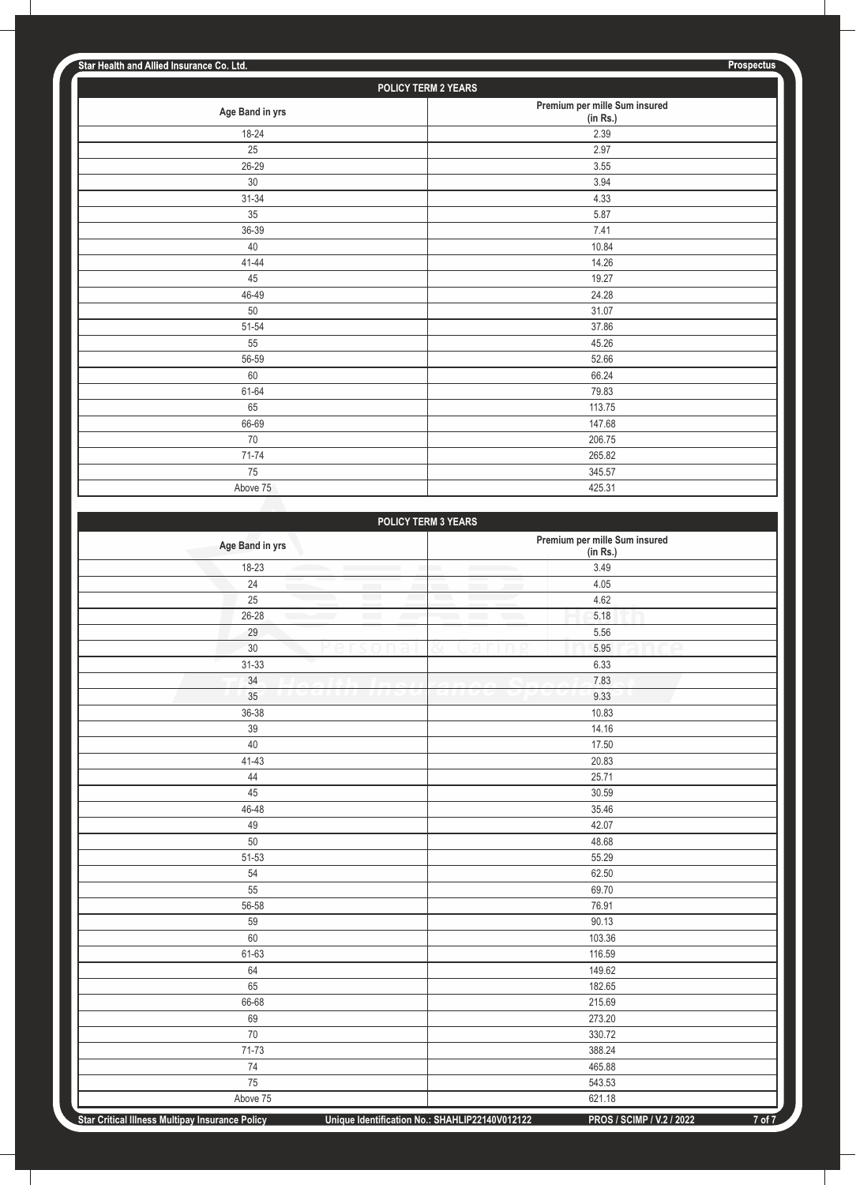## POLICY TERM 2 YEARS

| Age Band in yrs | Premium per mille Sum insured (in Rs.) |
|---|---|
| 18-24 | 2.39 |
| 25 | 2.97 |
| 26-29 | 3.55 |
| 30 | 3.94 |
| 31-34 | 4.33 |
| 35 | 5.87 |
| 36-39 | 7.41 |
| 40 | 10.84 |
| 41-44 | 14.26 |
| 45 | 19.27 |
| 46-49 | 24.28 |
| 50 | 31.07 |
| 51-54 | 37.86 |
| 55 | 45.26 |
| 56-59 | 52.66 |
| 60 | 66.24 |
| 61-64 | 79.83 |
| 65 | 113.75 |
| 66-69 | 147.68 |
| 70 | 206.75 |
| 71-74 | 265.82 |
| 75 | 345.57 |
| Above 75 | 425.31 |

## POLICY TERM 3 YEARS

| Age Band in yrs | Premium per mille Sum insured (in Rs.) |
|---|---|
| 18-23 | 3.49 |
| 24 | 4.05 |
| 25 | 4.62 |
| 26-28 | 5.18 |
| 29 | 5.56 |
| 30 | 5.95 |
| 31-33 | 6.33 |
| 34 | 7.83 |
| 35 | 9.33 |
| 36-38 | 10.83 |
| 39 | 14.16 |
| 40 | 17.50 |
| 41-43 | 20.83 |
| 44 | 25.71 |
| 45 | 30.59 |
| 46-48 | 35.46 |
| 49 | 42.07 |
| 50 | 48.68 |
| 51-53 | 55.29 |
| 54 | 62.50 |
| 55 | 69.70 |
| 56-58 | 76.91 |
| 59 | 90.13 |
| 60 | 103.36 |
| 61-63 | 116.59 |
| 64 | 149.62 |
| 65 | 182.65 |
| 66-68 | 215.69 |
| 69 | 273.20 |
| 70 | 330.72 |
| 71-73 | 388.24 |
| 74 | 465.88 |
| 75 | 543.53 |
| Above 75 | 621.18 |